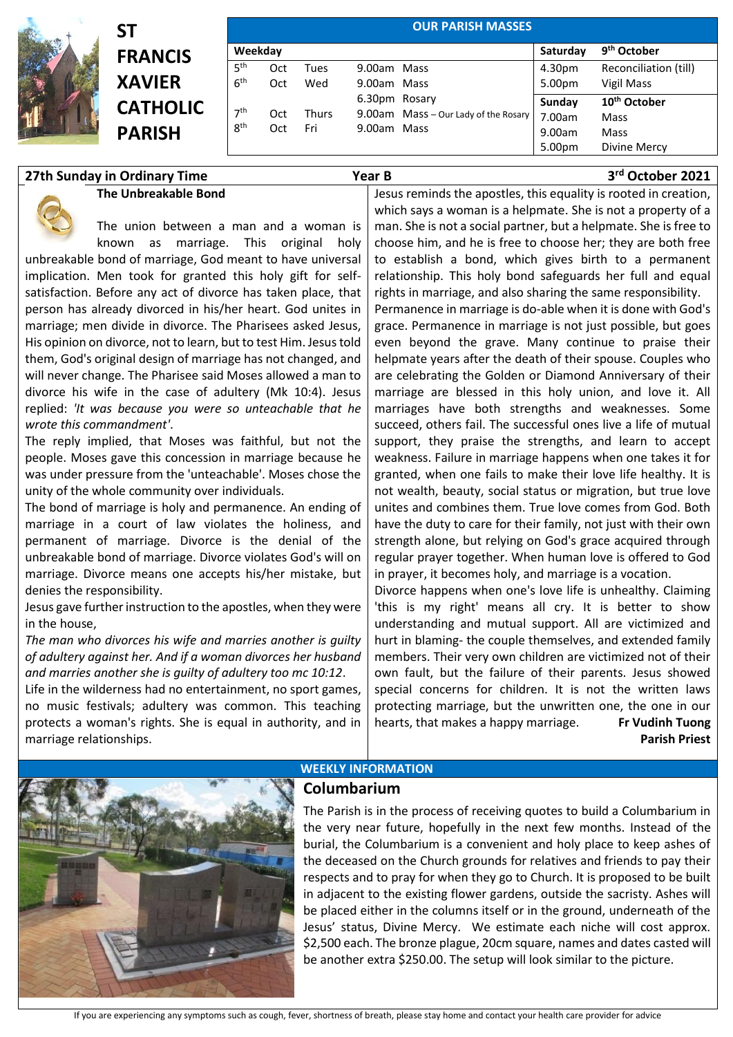# ST FRANCIS XAVIER CATHOLIC PARISH

**OUR PARISH MASSES**

| Weekday | | | | | Saturday | 9th October |
|---|---|---|---|---|---|---|
| 5th | Oct | Tues | 9.00am | Mass | 4.30pm | Reconciliation (till) |
| 6th | Oct | Wed | 9.00am | Mass | 5.00pm | Vigil Mass |
| | | | 6.30pm | Rosary | **Sunday** | **10th October** |
| 7th | Oct | Thurs | 9.00am | Mass – Our Lady of the Rosary | 7.00am | Mass |
| 8th | Oct | Fri | 9.00am | Mass | 9.00am | Mass |
| | | | | | 5.00pm | Divine Mercy |

**27th Sunday in Ordinary Time** — **Year B** — **3rd October 2021**

### The Unbreakable Bond

The union between a man and a woman is known as marriage. This original holy unbreakable bond of marriage, God meant to have universal implication. Men took for granted this holy gift for self-satisfaction. Before any act of divorce has taken place, that person has already divorced in his/her heart. God unites in marriage; men divide in divorce. The Pharisees asked Jesus, His opinion on divorce, not to learn, but to test Him. Jesus told them, God's original design of marriage has not changed, and will never change. The Pharisee said Moses allowed a man to divorce his wife in the case of adultery (Mk 10:4). Jesus replied: *'It was because you were so unteachable that he wrote this commandment'*.

The reply implied, that Moses was faithful, but not the people. Moses gave this concession in marriage because he was under pressure from the 'unteachable'. Moses chose the unity of the whole community over individuals.

The bond of marriage is holy and permanence. An ending of marriage in a court of law violates the holiness, and permanent of marriage. Divorce is the denial of the unbreakable bond of marriage. Divorce violates God's will on marriage. Divorce means one accepts his/her mistake, but denies the responsibility.

Jesus gave further instruction to the apostles, when they were in the house,

*The man who divorces his wife and marries another is guilty of adultery against her. And if a woman divorces her husband and marries another she is guilty of adultery too mc 10:12*.

Life in the wilderness had no entertainment, no sport games, no music festivals; adultery was common. This teaching protects a woman's rights. She is equal in authority, and in marriage relationships.

Jesus reminds the apostles, this equality is rooted in creation, which says a woman is a helpmate. She is not a property of a man. She is not a social partner, but a helpmate. She is free to choose him, and he is free to choose her; they are both free to establish a bond, which gives birth to a permanent relationship. This holy bond safeguards her full and equal rights in marriage, and also sharing the same responsibility.

Permanence in marriage is do-able when it is done with God's grace. Permanence in marriage is not just possible, but goes even beyond the grave. Many continue to praise their helpmate years after the death of their spouse. Couples who are celebrating the Golden or Diamond Anniversary of their marriage are blessed in this holy union, and love it. All marriages have both strengths and weaknesses. Some succeed, others fail. The successful ones live a life of mutual support, they praise the strengths, and learn to accept weakness. Failure in marriage happens when one takes it for granted, when one fails to make their love life healthy. It is not wealth, beauty, social status or migration, but true love unites and combines them. True love comes from God. Both have the duty to care for their family, not just with their own strength alone, but relying on God's grace acquired through regular prayer together. When human love is offered to God in prayer, it becomes holy, and marriage is a vocation.

Divorce happens when one's love life is unhealthy. Claiming 'this is my right' means all cry. It is better to show understanding and mutual support. All are victimized and hurt in blaming- the couple themselves, and extended family members. Their very own children are victimized not of their own fault, but the failure of their parents. Jesus showed special concerns for children. It is not the written laws protecting marriage, but the unwritten one, the one in our hearts, that makes a happy marriage.

**Fr Vudinh Tuong**
**Parish Priest**

## WEEKLY INFORMATION

### Columbarium

The Parish is in the process of receiving quotes to build a Columbarium in the very near future, hopefully in the next few months. Instead of the burial, the Columbarium is a convenient and holy place to keep ashes of the deceased on the Church grounds for relatives and friends to pay their respects and to pray for when they go to Church. It is proposed to be built in adjacent to the existing flower gardens, outside the sacristy. Ashes will be placed either in the columns itself or in the ground, underneath of the Jesus' status, Divine Mercy. We estimate each niche will cost approx. $2,500 each. The bronze plague, 20cm square, names and dates casted will be another extra $250.00. The setup will look similar to the picture.

If you are experiencing any symptoms such as cough, fever, shortness of breath, please stay home and contact your health care provider for advice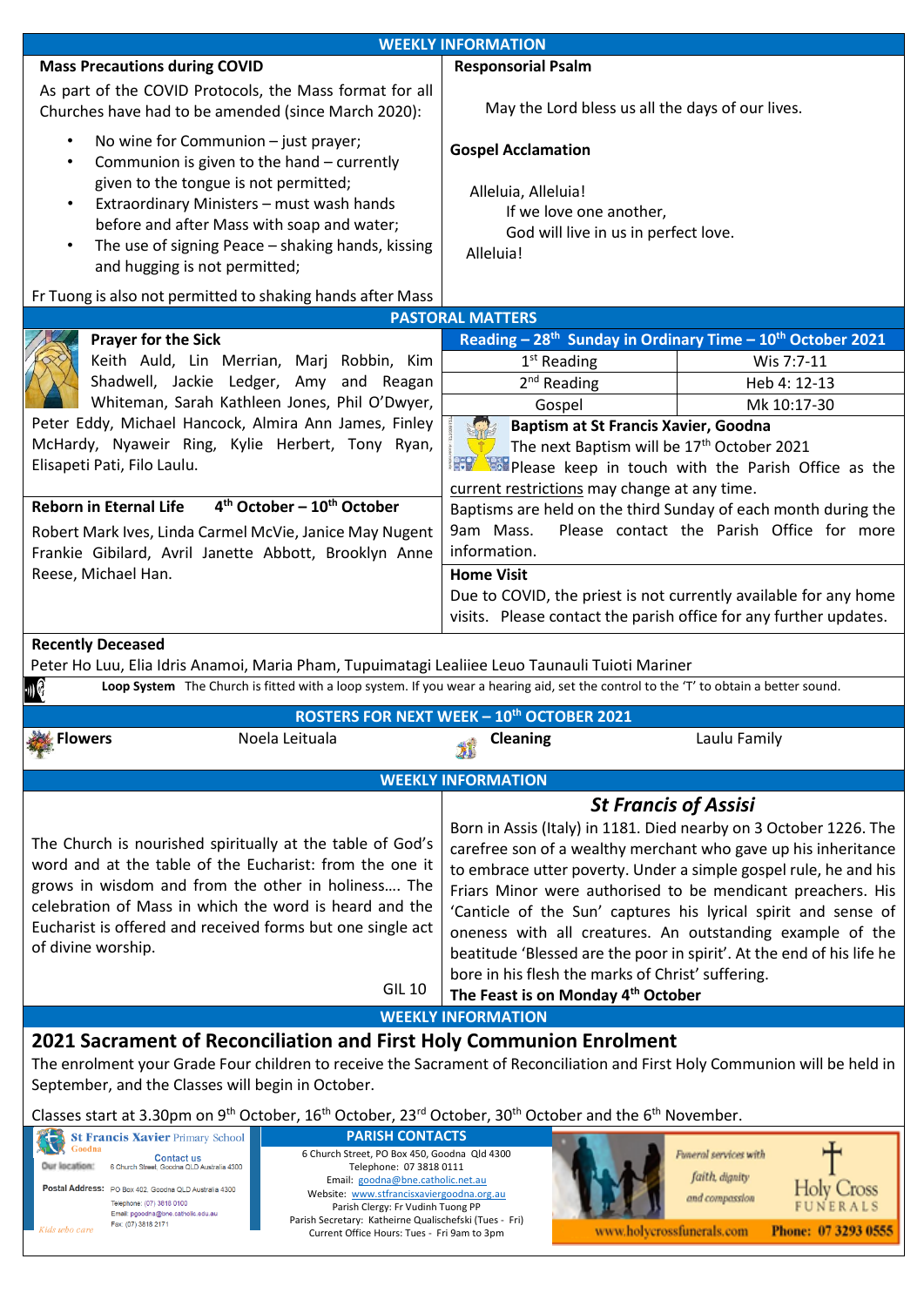## WEEKLY INFORMATION

**Mass Precautions during COVID**

As part of the COVID Protocols, the Mass format for all Churches have had to be amended (since March 2020):

- No wine for Communion – just prayer;
- Communion is given to the hand – currently given to the tongue is not permitted;
- Extraordinary Ministers – must wash hands before and after Mass with soap and water;
- The use of signing Peace – shaking hands, kissing and hugging is not permitted;

Fr Tuong is also not permitted to shaking hands after Mass

**Responsorial Psalm**

May the Lord bless us all the days of our lives.

**Gospel Acclamation**

Alleluia, Alleluia!
If we love one another,
God will live in us in perfect love.
Alleluia!

## PASTORAL MATTERS

**Prayer for the Sick**

Keith Auld, Lin Merrian, Marj Robbin, Kim Shadwell, Jackie Ledger, Amy and Reagan Whiteman, Sarah Kathleen Jones, Phil O'Dwyer, Peter Eddy, Michael Hancock, Almira Ann James, Finley McHardy, Nyaweir Ring, Kylie Herbert, Tony Ryan, Elisapeti Pati, Filo Laulu.

**Reborn in Eternal Life** 4th October – 10th October

Robert Mark Ives, Linda Carmel McVie, Janice May Nugent Frankie Gibilard, Avril Janette Abbott, Brooklyn Anne Reese, Michael Han.

**Reading – 28th Sunday in Ordinary Time – 10th October 2021**

| | |
|---|---|
| 1st Reading | Wis 7:7-11 |
| 2nd Reading | Heb 4: 12-13 |
| Gospel | Mk 10:17-30 |

**Baptism at St Francis Xavier, Goodna**

The next Baptism will be 17th October 2021

Please keep in touch with the Parish Office as the current restrictions may change at any time.

Baptisms are held on the third Sunday of each month during the 9am Mass. Please contact the Parish Office for more information.

**Home Visit**

Due to COVID, the priest is not currently available for any home visits. Please contact the parish office for any further updates.

**Recently Deceased**

Peter Ho Luu, Elia Idris Anamoi, Maria Pham, Tupuimatagi Lealiiee Leuo Taunauli Tuioti Mariner

**Loop System** The Church is fitted with a loop system. If you wear a hearing aid, set the control to the 'T' to obtain a better sound.

## ROSTERS FOR NEXT WEEK – 10th OCTOBER 2021

| | | | |
|---|---|---|---|
| **Flowers** | Noela Leituala | **Cleaning** | Laulu Family |

## WEEKLY INFORMATION

The Church is nourished spiritually at the table of God's word and at the table of the Eucharist: from the one it grows in wisdom and from the other in holiness…. The celebration of Mass in which the word is heard and the Eucharist is offered and received forms but one single act of divine worship.

GIL 10

### *St Francis of Assisi*

Born in Assis (Italy) in 1181. Died nearby on 3 October 1226. The carefree son of a wealthy merchant who gave up his inheritance to embrace utter poverty. Under a simple gospel rule, he and his Friars Minor were authorised to be mendicant preachers. His 'Canticle of the Sun' captures his lyrical spirit and sense of oneness with all creatures. An outstanding example of the beatitude 'Blessed are the poor in spirit'. At the end of his life he bore in his flesh the marks of Christ' suffering.

**The Feast is on Monday 4th October**

## WEEKLY INFORMATION

## 2021 Sacrament of Reconciliation and First Holy Communion Enrolment

The enrolment your Grade Four children to receive the Sacrament of Reconciliation and First Holy Communion will be held in September, and the Classes will begin in October.

Classes start at 3.30pm on 9th October, 16th October, 23rd October, 30th October and the 6th November.

**St Francis Xavier Primary School** Goodna

Contact us

Our location: 6 Church Street, Goodna QLD Australia 4300

Postal Address: PO Box 402, Goodna QLD Australia 4300

Telephone: (07) 3818 0100

Email: pgoodna@bne.catholic.edu.au

Fax: (07) 3818 2171

Kids who care

**PARISH CONTACTS**

6 Church Street, PO Box 450, Goodna Qld 4300
Telephone: 07 3818 0111
Email: goodna@bne.catholic.net.au
Website: www.stfrancisxaviergoodna.org.au
Parish Clergy: Fr Vudinh Tuong PP
Parish Secretary: Katheirne Qualischefski (Tues - Fri)
Current Office Hours: Tues - Fri 9am to 3pm

Funeral services with faith, dignity and compassion

Holy Cross FUNERALS

www.holycrossfunerals.com Phone: 07 3293 0555